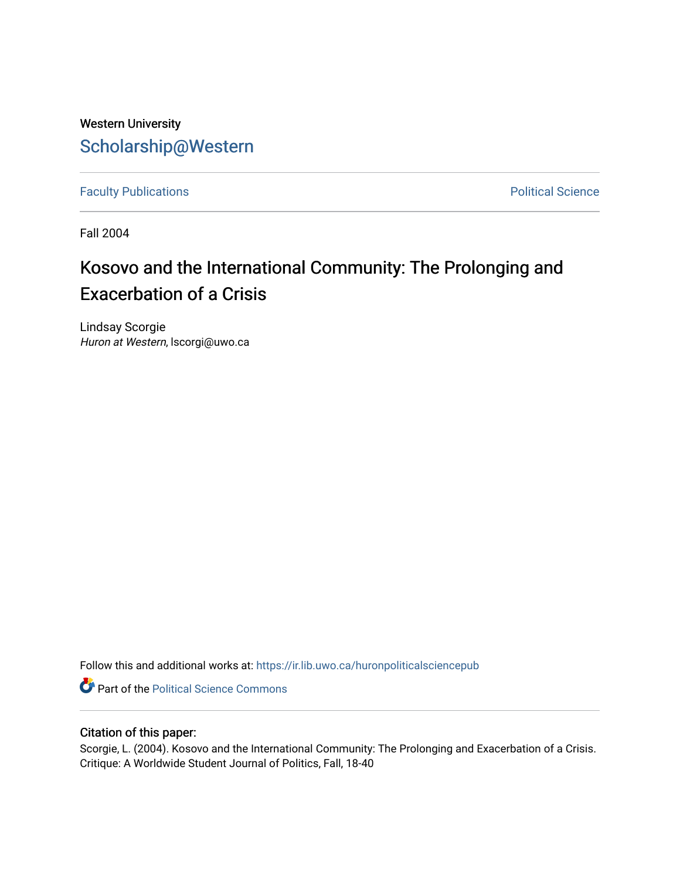Western University

# Scholarship@Western

Faculty Publications | Political Science

Fall 2004

# Kosovo and the International Community: The Prolonging and Exacerbation of a Crisis

Lindsay Scorgie
*Huron at Western*, lscorgi@uwo.ca

Follow this and additional works at: https://ir.lib.uwo.ca/huronpoliticalsciencepub

Part of the Political Science Commons

## Citation of this paper:

Scorgie, L. (2004). Kosovo and the International Community: The Prolonging and Exacerbation of a Crisis. Critique: A Worldwide Student Journal of Politics, Fall, 18-40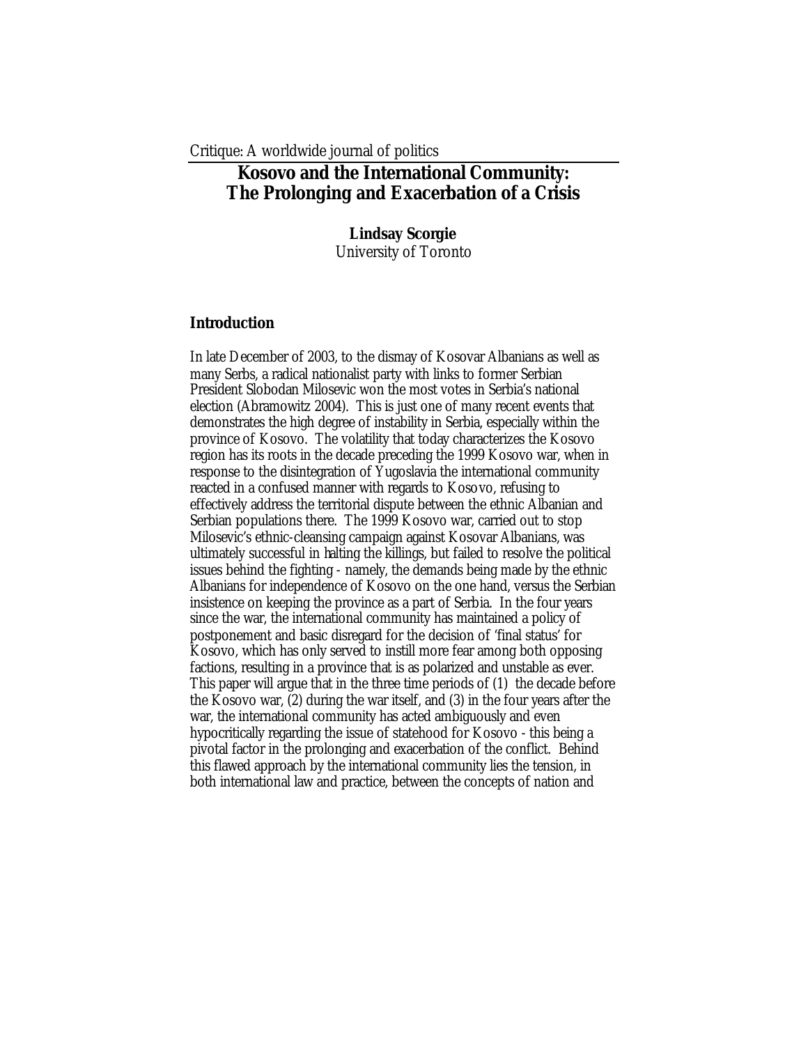Critique: A worldwide journal of politics

# Kosovo and the International Community: The Prolonging and Exacerbation of a Crisis

**Lindsay Scorgie**
University of Toronto

## Introduction

In late December of 2003, to the dismay of Kosovar Albanians as well as many Serbs, a radical nationalist party with links to former Serbian President Slobodan Milosevic won the most votes in Serbia's national election (Abramowitz 2004). This is just one of many recent events that demonstrates the high degree of instability in Serbia, especially within the province of Kosovo. The volatility that today characterizes the Kosovo region has its roots in the decade preceding the 1999 Kosovo war, when in response to the disintegration of Yugoslavia the international community reacted in a confused manner with regards to Kosovo, refusing to effectively address the territorial dispute between the ethnic Albanian and Serbian populations there. The 1999 Kosovo war, carried out to stop Milosevic's ethnic-cleansing campaign against Kosovar Albanians, was ultimately successful in halting the killings, but failed to resolve the political issues behind the fighting - namely, the demands being made by the ethnic Albanians for independence of Kosovo on the one hand, versus the Serbian insistence on keeping the province as a part of Serbia. In the four years since the war, the international community has maintained a policy of postponement and basic disregard for the decision of 'final status' for Kosovo, which has only served to instill more fear among both opposing factions, resulting in a province that is as polarized and unstable as ever. This paper will argue that in the three time periods of (1) the decade before the Kosovo war, (2) during the war itself, and (3) in the four years after the war, the international community has acted ambiguously and even hypocritically regarding the issue of statehood for Kosovo - this being a pivotal factor in the prolonging and exacerbation of the conflict. Behind this flawed approach by the international community lies the tension, in both international law and practice, between the concepts of nation and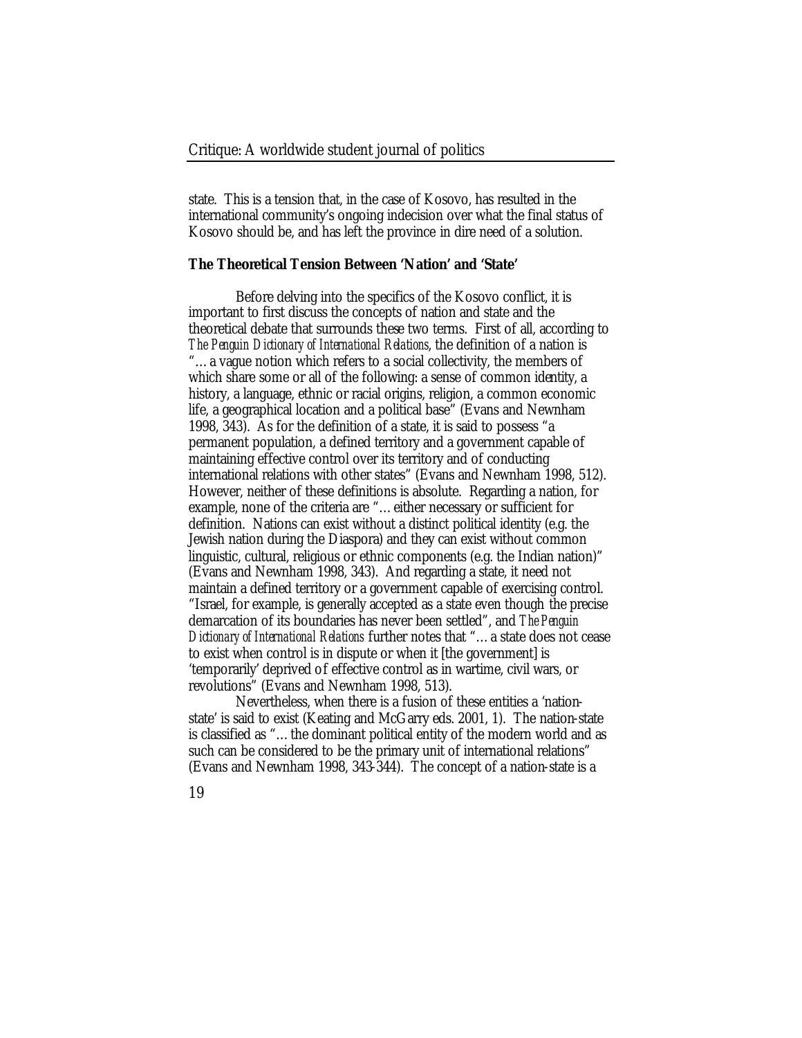state. This is a tension that, in the case of Kosovo, has resulted in the international community's ongoing indecision over what the final status of Kosovo should be, and has left the province in dire need of a solution.

**The Theoretical Tension Between 'Nation' and 'State'**

Before delving into the specifics of the Kosovo conflict, it is important to first discuss the concepts of nation and state and the theoretical debate that surrounds these two terms. First of all, according to *The Penguin Dictionary of International Relations*, the definition of a nation is "… a vague notion which refers to a social collectivity, the members of which share some or all of the following: a sense of common identity, a history, a language, ethnic or racial origins, religion, a common economic life, a geographical location and a political base" (Evans and Newnham 1998, 343). As for the definition of a state, it is said to possess "a permanent population, a defined territory and a government capable of maintaining effective control over its territory and of conducting international relations with other states" (Evans and Newnham 1998, 512). However, neither of these definitions is absolute. Regarding a nation, for example, none of the criteria are "… either necessary or sufficient for definition. Nations can exist without a distinct political identity (e.g. the Jewish nation during the Diaspora) and they can exist without common linguistic, cultural, religious or ethnic components (e.g. the Indian nation)" (Evans and Newnham 1998, 343). And regarding a state, it need not maintain a defined territory or a government capable of exercising control. "Israel, for example, is generally accepted as a state even though the precise demarcation of its boundaries has never been settled", and *The Penguin Dictionary of International Relations* further notes that "… a state does not cease to exist when control is in dispute or when it [the government] is 'temporarily' deprived of effective control as in wartime, civil wars, or revolutions" (Evans and Newnham 1998, 513).

Nevertheless, when there is a fusion of these entities a 'nation-state' is said to exist (Keating and McGarry eds. 2001, 1). The nation-state is classified as "… the dominant political entity of the modern world and as such can be considered to be the primary unit of international relations" (Evans and Newnham 1998, 343-344). The concept of a nation-state is a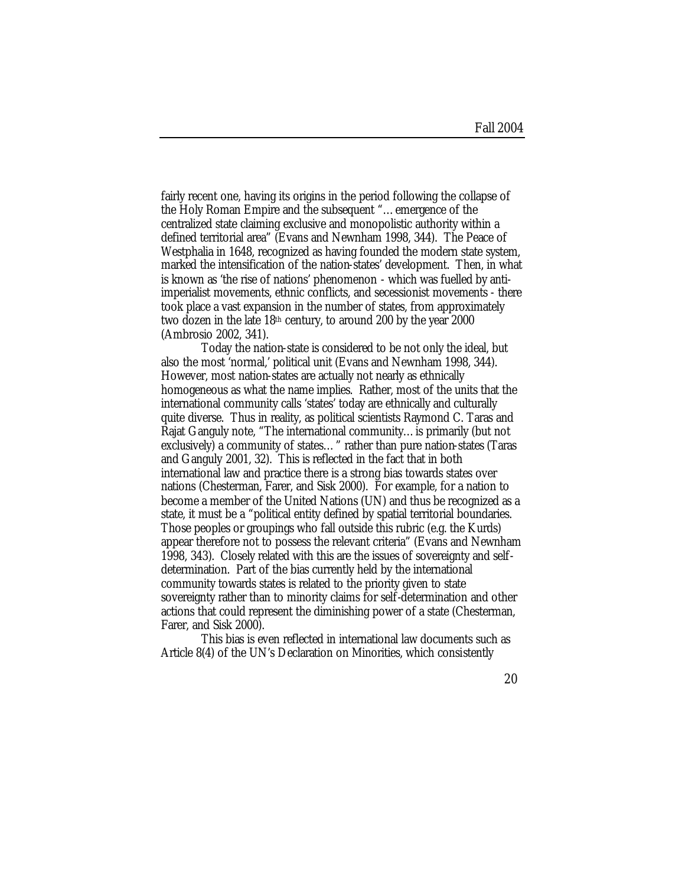fairly recent one, having its origins in the period following the collapse of the Holy Roman Empire and the subsequent "…emergence of the centralized state claiming exclusive and monopolistic authority within a defined territorial area" (Evans and Newnham 1998, 344). The Peace of Westphalia in 1648, recognized as having founded the modern state system, marked the intensification of the nation-states' development. Then, in what is known as 'the rise of nations' phenomenon - which was fuelled by anti-imperialist movements, ethnic conflicts, and secessionist movements - there took place a vast expansion in the number of states, from approximately two dozen in the late 18th century, to around 200 by the year 2000 (Ambrosio 2002, 341).

Today the nation-state is considered to be not only the ideal, but also the most 'normal,' political unit (Evans and Newnham 1998, 344). However, most nation-states are actually not nearly as ethnically homogeneous as what the name implies. Rather, most of the units that the international community calls 'states' today are ethnically and culturally quite diverse. Thus in reality, as political scientists Raymond C. Taras and Rajat Ganguly note, "The international community…is primarily (but not exclusively) a community of states…" rather than pure nation-states (Taras and Ganguly 2001, 32). This is reflected in the fact that in both international law and practice there is a strong bias towards states over nations (Chesterman, Farer, and Sisk 2000). For example, for a nation to become a member of the United Nations (UN) and thus be recognized as a state, it must be a "political entity defined by spatial territorial boundaries. Those peoples or groupings who fall outside this rubric (e.g. the Kurds) appear therefore not to possess the relevant criteria" (Evans and Newnham 1998, 343). Closely related with this are the issues of sovereignty and self-determination. Part of the bias currently held by the international community towards states is related to the priority given to state sovereignty rather than to minority claims for self-determination and other actions that could represent the diminishing power of a state (Chesterman, Farer, and Sisk 2000).

This bias is even reflected in international law documents such as Article 8(4) of the UN's Declaration on Minorities, which consistently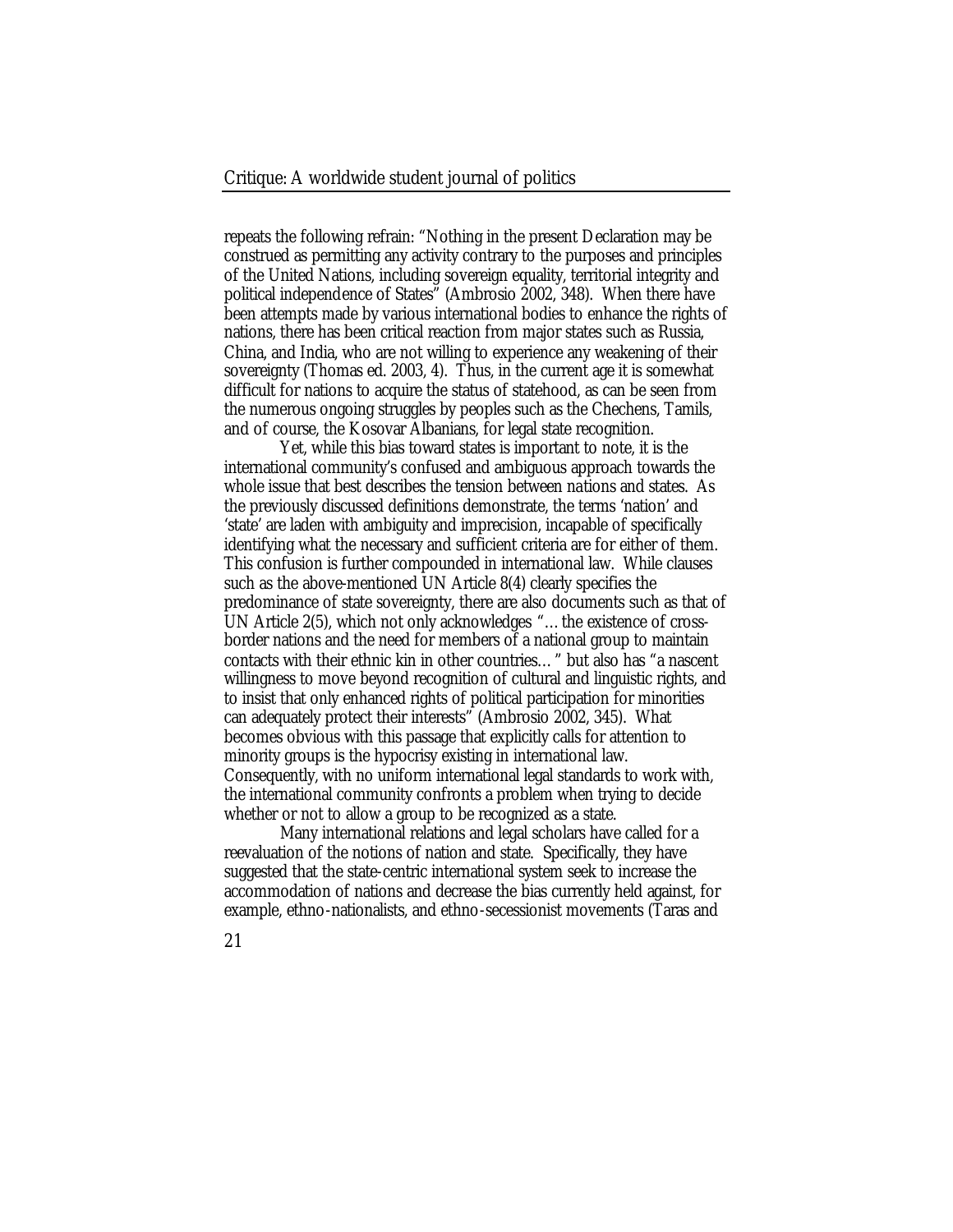repeats the following refrain: "Nothing in the present Declaration may be construed as permitting any activity contrary to the purposes and principles of the United Nations, including sovereign equality, territorial integrity and political independence of States" (Ambrosio 2002, 348). When there have been attempts made by various international bodies to enhance the rights of nations, there has been critical reaction from major states such as Russia, China, and India, who are not willing to experience any weakening of their sovereignty (Thomas ed. 2003, 4). Thus, in the current age it is somewhat difficult for nations to acquire the status of statehood, as can be seen from the numerous ongoing struggles by peoples such as the Chechens, Tamils, and of course, the Kosovar Albanians, for legal state recognition.

Yet, while this bias toward states is important to note, it is the international community's confused and ambiguous approach towards the whole issue that best describes the tension between nations and states. As the previously discussed definitions demonstrate, the terms 'nation' and 'state' are laden with ambiguity and imprecision, incapable of specifically identifying what the necessary and sufficient criteria are for either of them. This confusion is further compounded in international law. While clauses such as the above-mentioned UN Article 8(4) clearly specifies the predominance of state sovereignty, there are also documents such as that of UN Article 2(5), which not only acknowledges "…the existence of cross-border nations and the need for members of a national group to maintain contacts with their ethnic kin in other countries…" but also has "a nascent willingness to move beyond recognition of cultural and linguistic rights, and to insist that only enhanced rights of political participation for minorities can adequately protect their interests" (Ambrosio 2002, 345). What becomes obvious with this passage that explicitly calls for attention to minority groups is the hypocrisy existing in international law. Consequently, with no uniform international legal standards to work with, the international community confronts a problem when trying to decide whether or not to allow a group to be recognized as a state.

Many international relations and legal scholars have called for a reevaluation of the notions of nation and state. Specifically, they have suggested that the state-centric international system seek to increase the accommodation of nations and decrease the bias currently held against, for example, ethno-nationalists, and ethno-secessionist movements (Taras and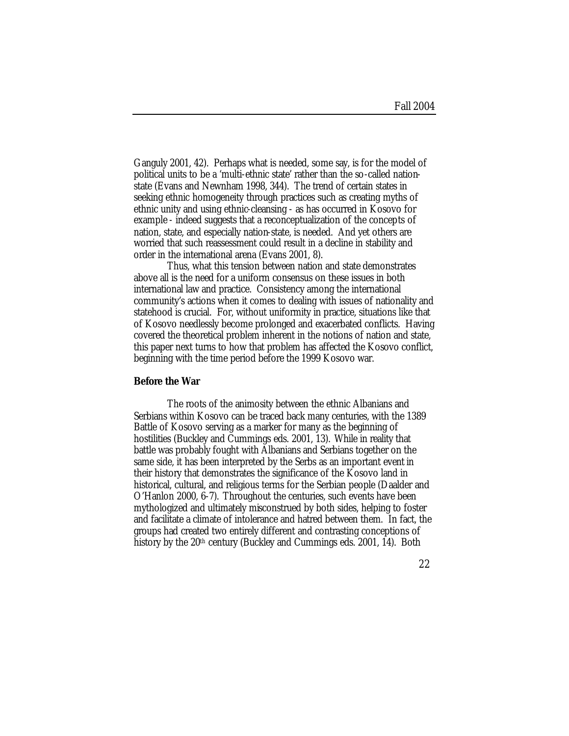Ganguly 2001, 42). Perhaps what is needed, some say, is for the model of political units to be a 'multi-ethnic state' rather than the so-called nation-state (Evans and Newnham 1998, 344). The trend of certain states in seeking ethnic homogeneity through practices such as creating myths of ethnic unity and using ethnic-cleansing - as has occurred in Kosovo for example - indeed suggests that a reconceptualization of the concepts of nation, state, and especially nation-state, is needed. And yet others are worried that such reassessment could result in a decline in stability and order in the international arena (Evans 2001, 8).

Thus, what this tension between nation and state demonstrates above all is the need for a uniform consensus on these issues in both international law and practice. Consistency among the international community's actions when it comes to dealing with issues of nationality and statehood is crucial. For, without uniformity in practice, situations like that of Kosovo needlessly become prolonged and exacerbated conflicts. Having covered the theoretical problem inherent in the notions of nation and state, this paper next turns to how that problem has affected the Kosovo conflict, beginning with the time period before the 1999 Kosovo war.

**Before the War**

The roots of the animosity between the ethnic Albanians and Serbians within Kosovo can be traced back many centuries, with the 1389 Battle of Kosovo serving as a marker for many as the beginning of hostilities (Buckley and Cummings eds. 2001, 13). While in reality that battle was probably fought with Albanians and Serbians together on the same side, it has been interpreted by the Serbs as an important event in their history that demonstrates the significance of the Kosovo land in historical, cultural, and religious terms for the Serbian people (Daalder and O'Hanlon 2000, 6-7). Throughout the centuries, such events have been mythologized and ultimately misconstrued by both sides, helping to foster and facilitate a climate of intolerance and hatred between them. In fact, the groups had created two entirely different and contrasting conceptions of history by the 20th century (Buckley and Cummings eds. 2001, 14). Both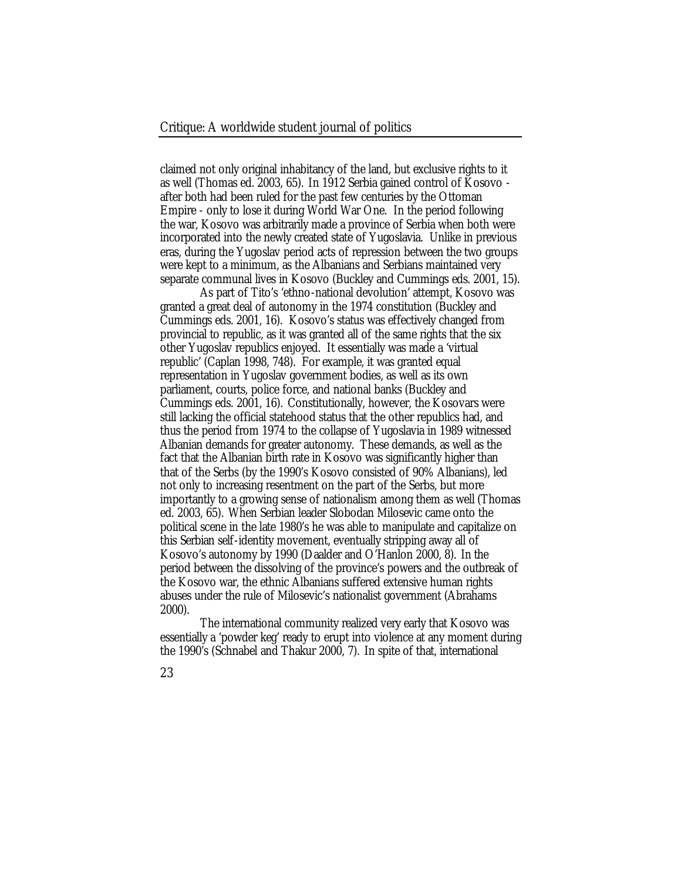claimed not only original inhabitancy of the land, but exclusive rights to it as well (Thomas ed. 2003, 65). In 1912 Serbia gained control of Kosovo - after both had been ruled for the past few centuries by the Ottoman Empire - only to lose it during World War One. In the period following the war, Kosovo was arbitrarily made a province of Serbia when both were incorporated into the newly created state of Yugoslavia. Unlike in previous eras, during the Yugoslav period acts of repression between the two groups were kept to a minimum, as the Albanians and Serbians maintained very separate communal lives in Kosovo (Buckley and Cummings eds. 2001, 15).

As part of Tito's 'ethno-national devolution' attempt, Kosovo was granted a great deal of autonomy in the 1974 constitution (Buckley and Cummings eds. 2001, 16). Kosovo's status was effectively changed from provincial to republic, as it was granted all of the same rights that the six other Yugoslav republics enjoyed. It essentially was made a 'virtual republic' (Caplan 1998, 748). For example, it was granted equal representation in Yugoslav government bodies, as well as its own parliament, courts, police force, and national banks (Buckley and Cummings eds. 2001, 16). Constitutionally, however, the Kosovars were still lacking the official statehood status that the other republics had, and thus the period from 1974 to the collapse of Yugoslavia in 1989 witnessed Albanian demands for greater autonomy. These demands, as well as the fact that the Albanian birth rate in Kosovo was significantly higher than that of the Serbs (by the 1990's Kosovo consisted of 90% Albanians), led not only to increasing resentment on the part of the Serbs, but more importantly to a growing sense of nationalism among them as well (Thomas ed. 2003, 65). When Serbian leader Slobodan Milosevic came onto the political scene in the late 1980's he was able to manipulate and capitalize on this Serbian self-identity movement, eventually stripping away all of Kosovo's autonomy by 1990 (Daalder and O'Hanlon 2000, 8). In the period between the dissolving of the province's powers and the outbreak of the Kosovo war, the ethnic Albanians suffered extensive human rights abuses under the rule of Milosevic's nationalist government (Abrahams 2000).

The international community realized very early that Kosovo was essentially a 'powder keg' ready to erupt into violence at any moment during the 1990's (Schnabel and Thakur 2000, 7). In spite of that, international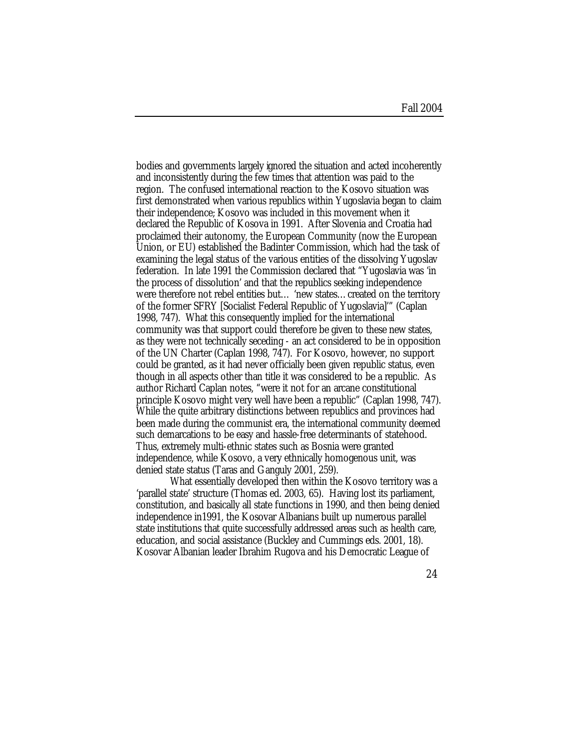bodies and governments largely ignored the situation and acted incoherently and inconsistently during the few times that attention was paid to the region. The confused international reaction to the Kosovo situation was first demonstrated when various republics within Yugoslavia began to claim their independence; Kosovo was included in this movement when it declared the Republic of Kosova in 1991. After Slovenia and Croatia had proclaimed their autonomy, the European Community (now the European Union, or EU) established the Badinter Commission, which had the task of examining the legal status of the various entities of the dissolving Yugoslav federation. In late 1991 the Commission declared that "Yugoslavia was 'in the process of dissolution' and that the republics seeking independence were therefore not rebel entities but… 'new states…created on the territory of the former SFRY [Socialist Federal Republic of Yugoslavia]'" (Caplan 1998, 747). What this consequently implied for the international community was that support could therefore be given to these new states, as they were not technically seceding - an act considered to be in opposition of the UN Charter (Caplan 1998, 747). For Kosovo, however, no support could be granted, as it had never officially been given republic status, even though in all aspects other than title it was considered to be a republic. As author Richard Caplan notes, "were it not for an arcane constitutional principle Kosovo might very well have been a republic" (Caplan 1998, 747). While the quite arbitrary distinctions between republics and provinces had been made during the communist era, the international community deemed such demarcations to be easy and hassle-free determinants of statehood. Thus, extremely multi-ethnic states such as Bosnia were granted independence, while Kosovo, a very ethnically homogenous unit, was denied state status (Taras and Ganguly 2001, 259).

What essentially developed then within the Kosovo territory was a 'parallel state' structure (Thomas ed. 2003, 65). Having lost its parliament, constitution, and basically all state functions in 1990, and then being denied independence in1991, the Kosovar Albanians built up numerous parallel state institutions that quite successfully addressed areas such as health care, education, and social assistance (Buckley and Cummings eds. 2001, 18). Kosovar Albanian leader Ibrahim Rugova and his Democratic League of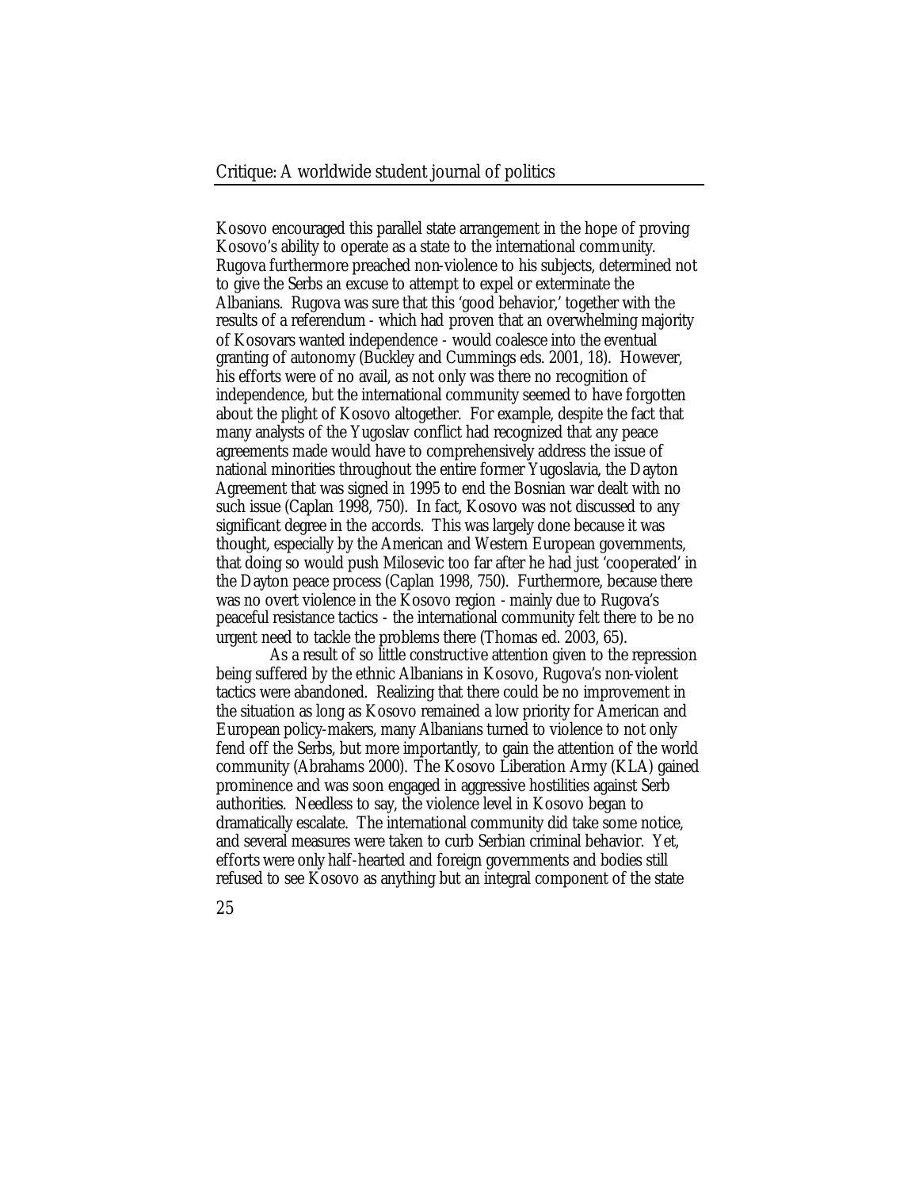Kosovo encouraged this parallel state arrangement in the hope of proving Kosovo's ability to operate as a state to the international community. Rugova furthermore preached non-violence to his subjects, determined not to give the Serbs an excuse to attempt to expel or exterminate the Albanians. Rugova was sure that this 'good behavior,' together with the results of a referendum - which had proven that an overwhelming majority of Kosovars wanted independence - would coalesce into the eventual granting of autonomy (Buckley and Cummings eds. 2001, 18). However, his efforts were of no avail, as not only was there no recognition of independence, but the international community seemed to have forgotten about the plight of Kosovo altogether. For example, despite the fact that many analysts of the Yugoslav conflict had recognized that any peace agreements made would have to comprehensively address the issue of national minorities throughout the entire former Yugoslavia, the Dayton Agreement that was signed in 1995 to end the Bosnian war dealt with no such issue (Caplan 1998, 750). In fact, Kosovo was not discussed to any significant degree in the accords. This was largely done because it was thought, especially by the American and Western European governments, that doing so would push Milosevic too far after he had just 'cooperated' in the Dayton peace process (Caplan 1998, 750). Furthermore, because there was no overt violence in the Kosovo region - mainly due to Rugova's peaceful resistance tactics - the international community felt there to be no urgent need to tackle the problems there (Thomas ed. 2003, 65).

As a result of so little constructive attention given to the repression being suffered by the ethnic Albanians in Kosovo, Rugova's non-violent tactics were abandoned. Realizing that there could be no improvement in the situation as long as Kosovo remained a low priority for American and European policy-makers, many Albanians turned to violence to not only fend off the Serbs, but more importantly, to gain the attention of the world community (Abrahams 2000). The Kosovo Liberation Army (KLA) gained prominence and was soon engaged in aggressive hostilities against Serb authorities. Needless to say, the violence level in Kosovo began to dramatically escalate. The international community did take some notice, and several measures were taken to curb Serbian criminal behavior. Yet, efforts were only half-hearted and foreign governments and bodies still refused to see Kosovo as anything but an integral component of the state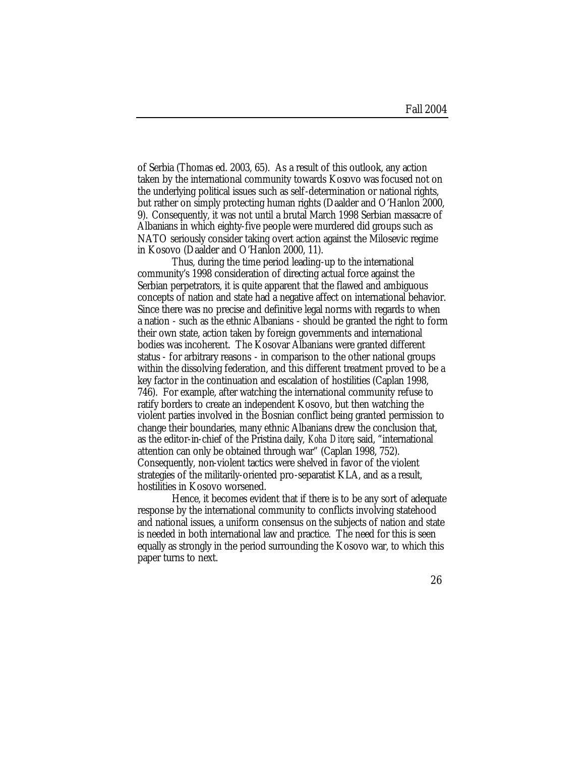of Serbia (Thomas ed. 2003, 65). As a result of this outlook, any action taken by the international community towards Kosovo was focused not on the underlying political issues such as self-determination or national rights, but rather on simply protecting human rights (Daalder and O'Hanlon 2000, 9). Consequently, it was not until a brutal March 1998 Serbian massacre of Albanians in which eighty-five people were murdered did groups such as NATO seriously consider taking overt action against the Milosevic regime in Kosovo (Daalder and O'Hanlon 2000, 11).

Thus, during the time period leading-up to the international community's 1998 consideration of directing actual force against the Serbian perpetrators, it is quite apparent that the flawed and ambiguous concepts of nation and state had a negative affect on international behavior. Since there was no precise and definitive legal norms with regards to when a nation - such as the ethnic Albanians - should be granted the right to form their own state, action taken by foreign governments and international bodies was incoherent. The Kosovar Albanians were granted different status - for arbitrary reasons - in comparison to the other national groups within the dissolving federation, and this different treatment proved to be a key factor in the continuation and escalation of hostilities (Caplan 1998, 746). For example, after watching the international community refuse to ratify borders to create an independent Kosovo, but then watching the violent parties involved in the Bosnian conflict being granted permission to change their boundaries, many ethnic Albanians drew the conclusion that, as the editor-in-chief of the Pristina daily, *Koha Ditore*, said, "international attention can only be obtained through war" (Caplan 1998, 752). Consequently, non-violent tactics were shelved in favor of the violent strategies of the militarily-oriented pro-separatist KLA, and as a result, hostilities in Kosovo worsened.

Hence, it becomes evident that if there is to be any sort of adequate response by the international community to conflicts involving statehood and national issues, a uniform consensus on the subjects of nation and state is needed in both international law and practice. The need for this is seen equally as strongly in the period surrounding the Kosovo war, to which this paper turns to next.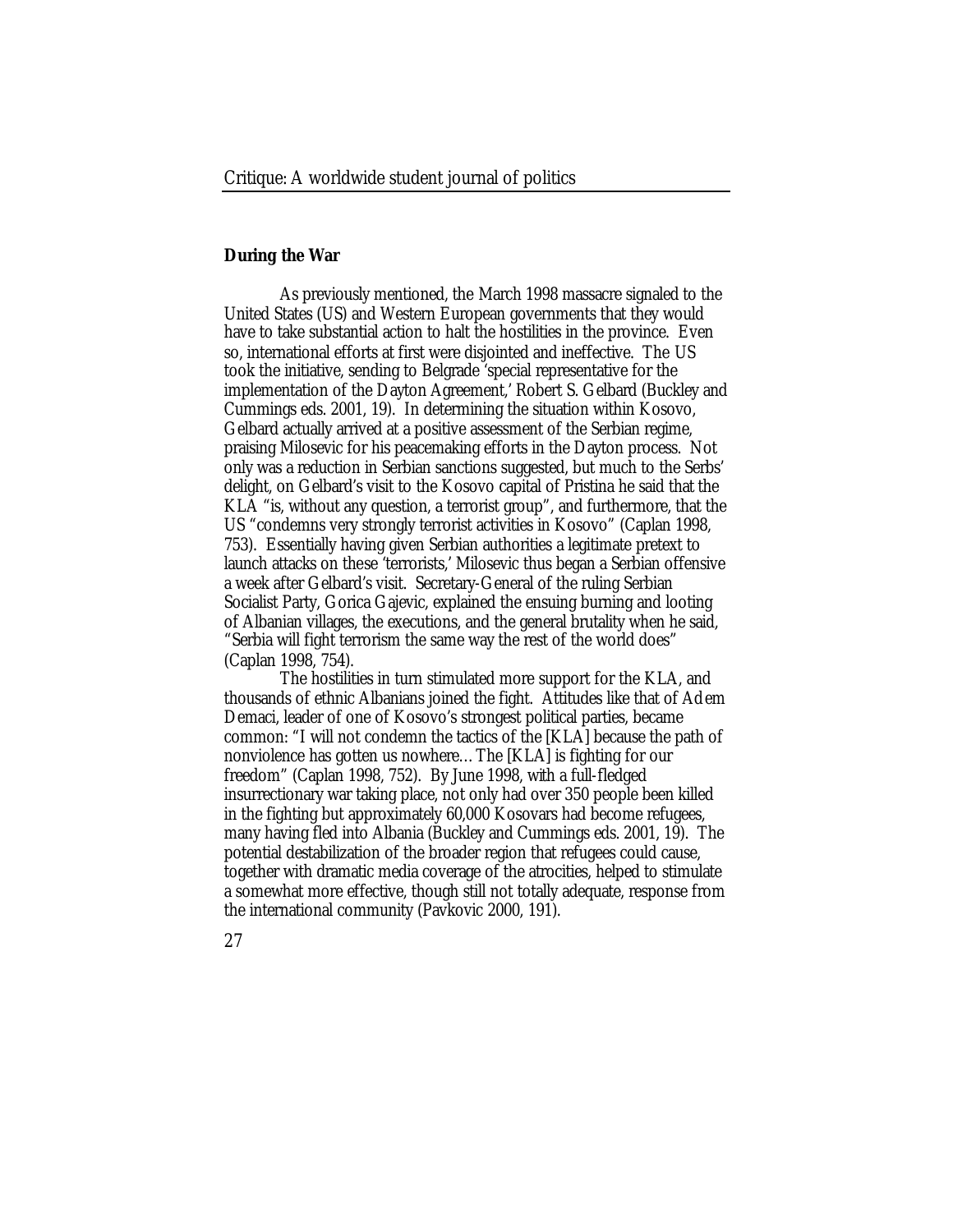**During the War**

As previously mentioned, the March 1998 massacre signaled to the United States (US) and Western European governments that they would have to take substantial action to halt the hostilities in the province. Even so, international efforts at first were disjointed and ineffective. The US took the initiative, sending to Belgrade 'special representative for the implementation of the Dayton Agreement,' Robert S. Gelbard (Buckley and Cummings eds. 2001, 19). In determining the situation within Kosovo, Gelbard actually arrived at a positive assessment of the Serbian regime, praising Milosevic for his peacemaking efforts in the Dayton process. Not only was a reduction in Serbian sanctions suggested, but much to the Serbs' delight, on Gelbard's visit to the Kosovo capital of Pristina he said that the KLA "is, without any question, a terrorist group", and furthermore, that the US "condemns very strongly terrorist activities in Kosovo" (Caplan 1998, 753). Essentially having given Serbian authorities a legitimate pretext to launch attacks on these 'terrorists,' Milosevic thus began a Serbian offensive a week after Gelbard's visit. Secretary-General of the ruling Serbian Socialist Party, Gorica Gajevic, explained the ensuing burning and looting of Albanian villages, the executions, and the general brutality when he said, "Serbia will fight terrorism the same way the rest of the world does" (Caplan 1998, 754).

The hostilities in turn stimulated more support for the KLA, and thousands of ethnic Albanians joined the fight. Attitudes like that of Adem Demaci, leader of one of Kosovo's strongest political parties, became common: "I will not condemn the tactics of the [KLA] because the path of nonviolence has gotten us nowhere…The [KLA] is fighting for our freedom" (Caplan 1998, 752). By June 1998, with a full-fledged insurrectionary war taking place, not only had over 350 people been killed in the fighting but approximately 60,000 Kosovars had become refugees, many having fled into Albania (Buckley and Cummings eds. 2001, 19). The potential destabilization of the broader region that refugees could cause, together with dramatic media coverage of the atrocities, helped to stimulate a somewhat more effective, though still not totally adequate, response from the international community (Pavkovic 2000, 191).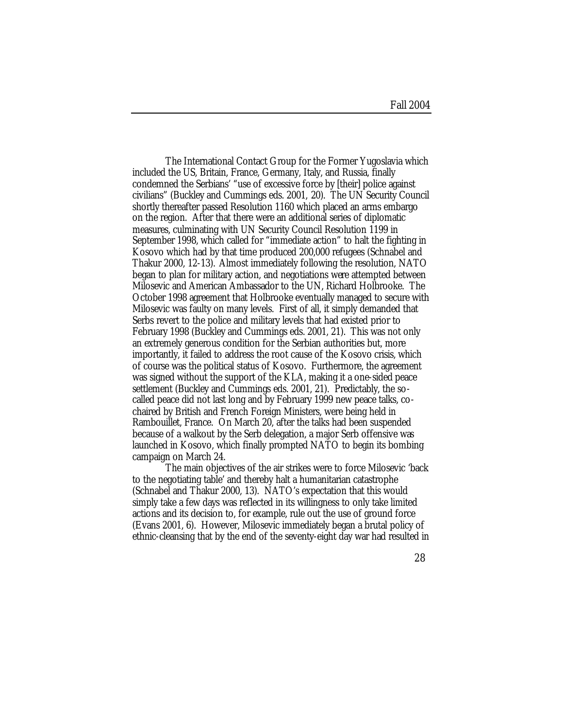The International Contact Group for the Former Yugoslavia which included the US, Britain, France, Germany, Italy, and Russia, finally condemned the Serbians' "use of excessive force by [their] police against civilians" (Buckley and Cummings eds. 2001, 20). The UN Security Council shortly thereafter passed Resolution 1160 which placed an arms embargo on the region. After that there were an additional series of diplomatic measures, culminating with UN Security Council Resolution 1199 in September 1998, which called for "immediate action" to halt the fighting in Kosovo which had by that time produced 200,000 refugees (Schnabel and Thakur 2000, 12-13). Almost immediately following the resolution, NATO began to plan for military action, and negotiations were attempted between Milosevic and American Ambassador to the UN, Richard Holbrooke. The October 1998 agreement that Holbrooke eventually managed to secure with Milosevic was faulty on many levels. First of all, it simply demanded that Serbs revert to the police and military levels that had existed prior to February 1998 (Buckley and Cummings eds. 2001, 21). This was not only an extremely generous condition for the Serbian authorities but, more importantly, it failed to address the root cause of the Kosovo crisis, which of course was the political status of Kosovo. Furthermore, the agreement was signed without the support of the KLA, making it a one-sided peace settlement (Buckley and Cummings eds. 2001, 21). Predictably, the so-called peace did not last long and by February 1999 new peace talks, co-chaired by British and French Foreign Ministers, were being held in Rambouillet, France. On March 20, after the talks had been suspended because of a walkout by the Serb delegation, a major Serb offensive was launched in Kosovo, which finally prompted NATO to begin its bombing campaign on March 24.

The main objectives of the air strikes were to force Milosevic 'back to the negotiating table' and thereby halt a humanitarian catastrophe (Schnabel and Thakur 2000, 13). NATO's expectation that this would simply take a few days was reflected in its willingness to only take limited actions and its decision to, for example, rule out the use of ground force (Evans 2001, 6). However, Milosevic immediately began a brutal policy of ethnic-cleansing that by the end of the seventy-eight day war had resulted in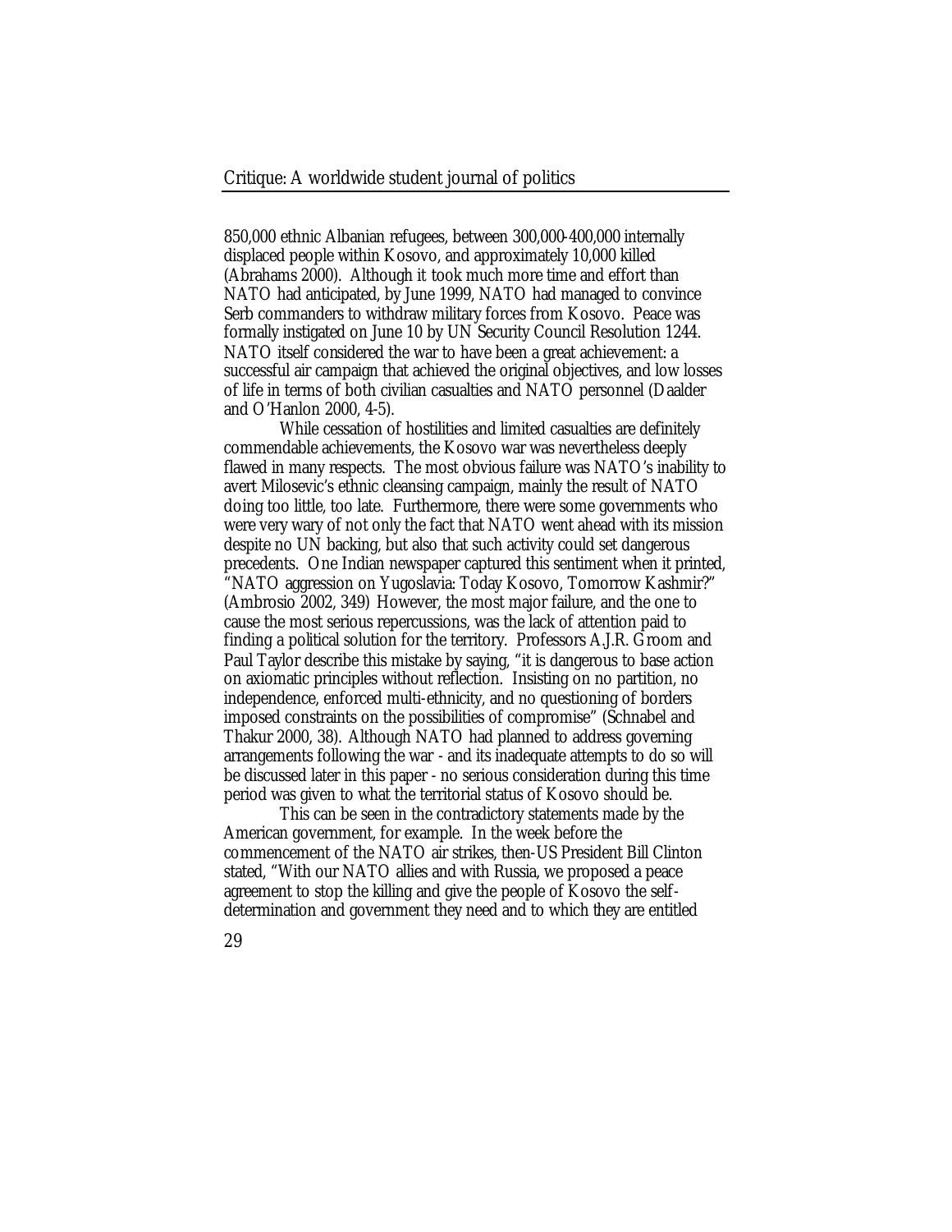850,000 ethnic Albanian refugees, between 300,000-400,000 internally displaced people within Kosovo, and approximately 10,000 killed (Abrahams 2000). Although it took much more time and effort than NATO had anticipated, by June 1999, NATO had managed to convince Serb commanders to withdraw military forces from Kosovo. Peace was formally instigated on June 10 by UN Security Council Resolution 1244. NATO itself considered the war to have been a great achievement: a successful air campaign that achieved the original objectives, and low losses of life in terms of both civilian casualties and NATO personnel (Daalder and O'Hanlon 2000, 4-5).

While cessation of hostilities and limited casualties are definitely commendable achievements, the Kosovo war was nevertheless deeply flawed in many respects. The most obvious failure was NATO's inability to avert Milosevic's ethnic cleansing campaign, mainly the result of NATO doing too little, too late. Furthermore, there were some governments who were very wary of not only the fact that NATO went ahead with its mission despite no UN backing, but also that such activity could set dangerous precedents. One Indian newspaper captured this sentiment when it printed, "NATO aggression on Yugoslavia: Today Kosovo, Tomorrow Kashmir?" (Ambrosio 2002, 349) However, the most major failure, and the one to cause the most serious repercussions, was the lack of attention paid to finding a political solution for the territory. Professors A.J.R. Groom and Paul Taylor describe this mistake by saying, "it is dangerous to base action on axiomatic principles without reflection. Insisting on no partition, no independence, enforced multi-ethnicity, and no questioning of borders imposed constraints on the possibilities of compromise" (Schnabel and Thakur 2000, 38). Although NATO had planned to address governing arrangements following the war - and its inadequate attempts to do so will be discussed later in this paper - no serious consideration during this time period was given to what the territorial status of Kosovo should be.

This can be seen in the contradictory statements made by the American government, for example. In the week before the commencement of the NATO air strikes, then-US President Bill Clinton stated, "With our NATO allies and with Russia, we proposed a peace agreement to stop the killing and give the people of Kosovo the self-determination and government they need and to which they are entitled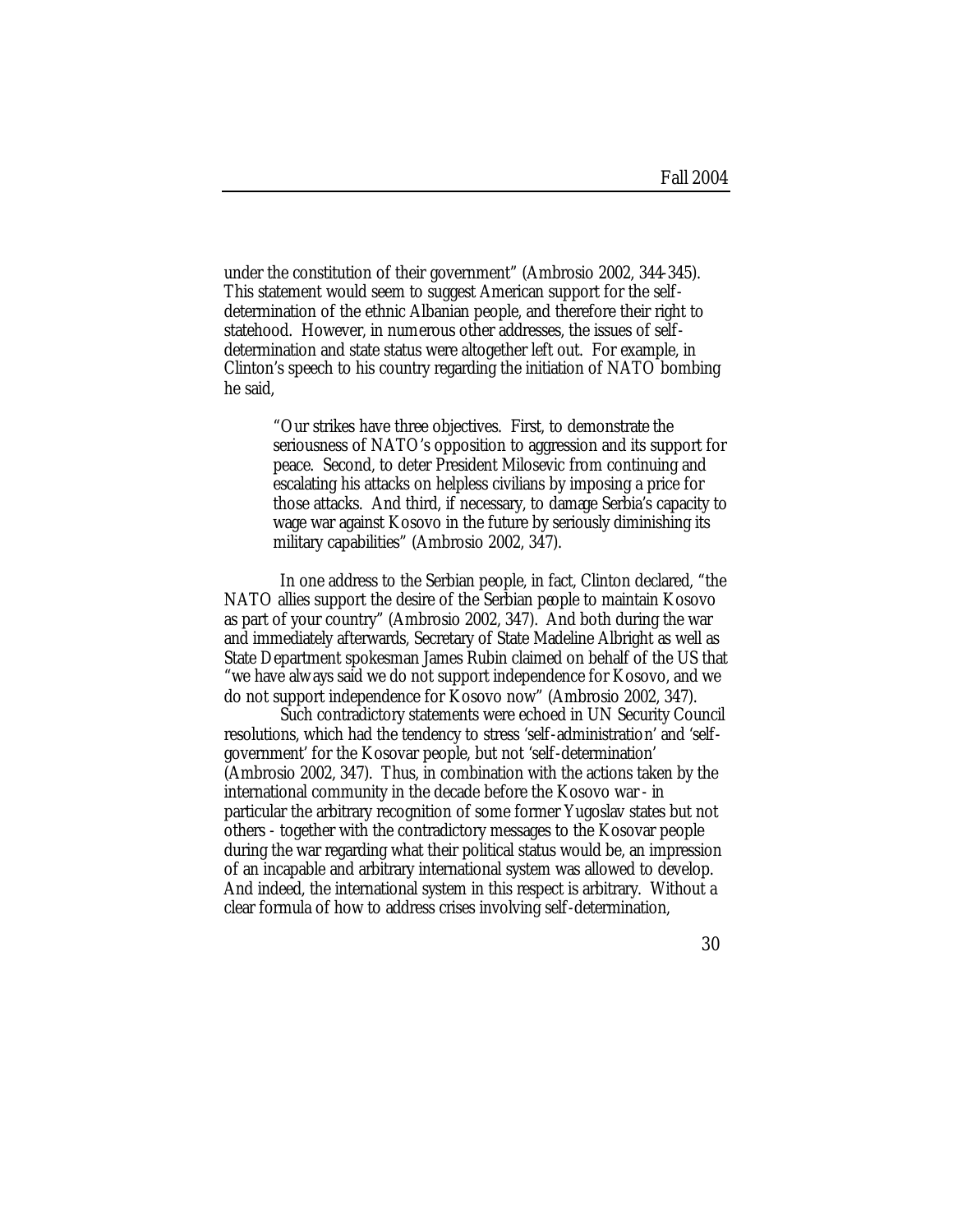under the constitution of their government" (Ambrosio 2002, 344-345). This statement would seem to suggest American support for the self-determination of the ethnic Albanian people, and therefore their right to statehood. However, in numerous other addresses, the issues of self-determination and state status were altogether left out. For example, in Clinton's speech to his country regarding the initiation of NATO bombing he said,

> "Our strikes have three objectives. First, to demonstrate the seriousness of NATO's opposition to aggression and its support for peace. Second, to deter President Milosevic from continuing and escalating his attacks on helpless civilians by imposing a price for those attacks. And third, if necessary, to damage Serbia's capacity to wage war against Kosovo in the future by seriously diminishing its military capabilities" (Ambrosio 2002, 347).

In one address to the Serbian people, in fact, Clinton declared, "the NATO allies support the desire of the Serbian people to maintain Kosovo as part of your country" (Ambrosio 2002, 347). And both during the war and immediately afterwards, Secretary of State Madeline Albright as well as State Department spokesman James Rubin claimed on behalf of the US that "we have always said we do not support independence for Kosovo, and we do not support independence for Kosovo now" (Ambrosio 2002, 347).

Such contradictory statements were echoed in UN Security Council resolutions, which had the tendency to stress 'self-administration' and 'self-government' for the Kosovar people, but not 'self-determination' (Ambrosio 2002, 347). Thus, in combination with the actions taken by the international community in the decade before the Kosovo war - in particular the arbitrary recognition of some former Yugoslav states but not others - together with the contradictory messages to the Kosovar people during the war regarding what their political status would be, an impression of an incapable and arbitrary international system was allowed to develop. And indeed, the international system in this respect is arbitrary. Without a clear formula of how to address crises involving self-determination,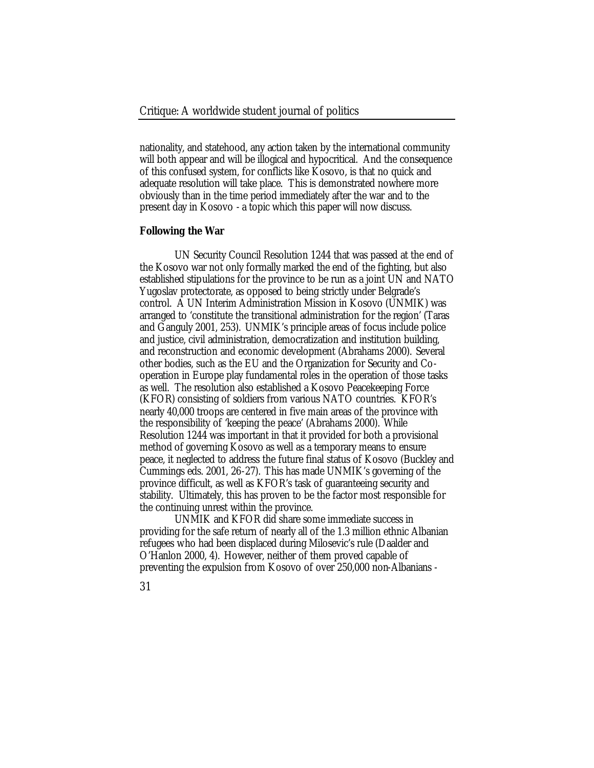nationality, and statehood, any action taken by the international community will both appear and will be illogical and hypocritical. And the consequence of this confused system, for conflicts like Kosovo, is that no quick and adequate resolution will take place. This is demonstrated nowhere more obviously than in the time period immediately after the war and to the present day in Kosovo - a topic which this paper will now discuss.

**Following the War**

UN Security Council Resolution 1244 that was passed at the end of the Kosovo war not only formally marked the end of the fighting, but also established stipulations for the province to be run as a joint UN and NATO Yugoslav protectorate, as opposed to being strictly under Belgrade's control. A UN Interim Administration Mission in Kosovo (UNMIK) was arranged to 'constitute the transitional administration for the region' (Taras and Ganguly 2001, 253). UNMIK's principle areas of focus include police and justice, civil administration, democratization and institution building, and reconstruction and economic development (Abrahams 2000). Several other bodies, such as the EU and the Organization for Security and Co-operation in Europe play fundamental roles in the operation of those tasks as well. The resolution also established a Kosovo Peacekeeping Force (KFOR) consisting of soldiers from various NATO countries. KFOR's nearly 40,000 troops are centered in five main areas of the province with the responsibility of 'keeping the peace' (Abrahams 2000). While Resolution 1244 was important in that it provided for both a provisional method of governing Kosovo as well as a temporary means to ensure peace, it neglected to address the future final status of Kosovo (Buckley and Cummings eds. 2001, 26-27). This has made UNMIK's governing of the province difficult, as well as KFOR's task of guaranteeing security and stability. Ultimately, this has proven to be the factor most responsible for the continuing unrest within the province.

UNMIK and KFOR did share some immediate success in providing for the safe return of nearly all of the 1.3 million ethnic Albanian refugees who had been displaced during Milosevic's rule (Daalder and O'Hanlon 2000, 4). However, neither of them proved capable of preventing the expulsion from Kosovo of over 250,000 non-Albanians -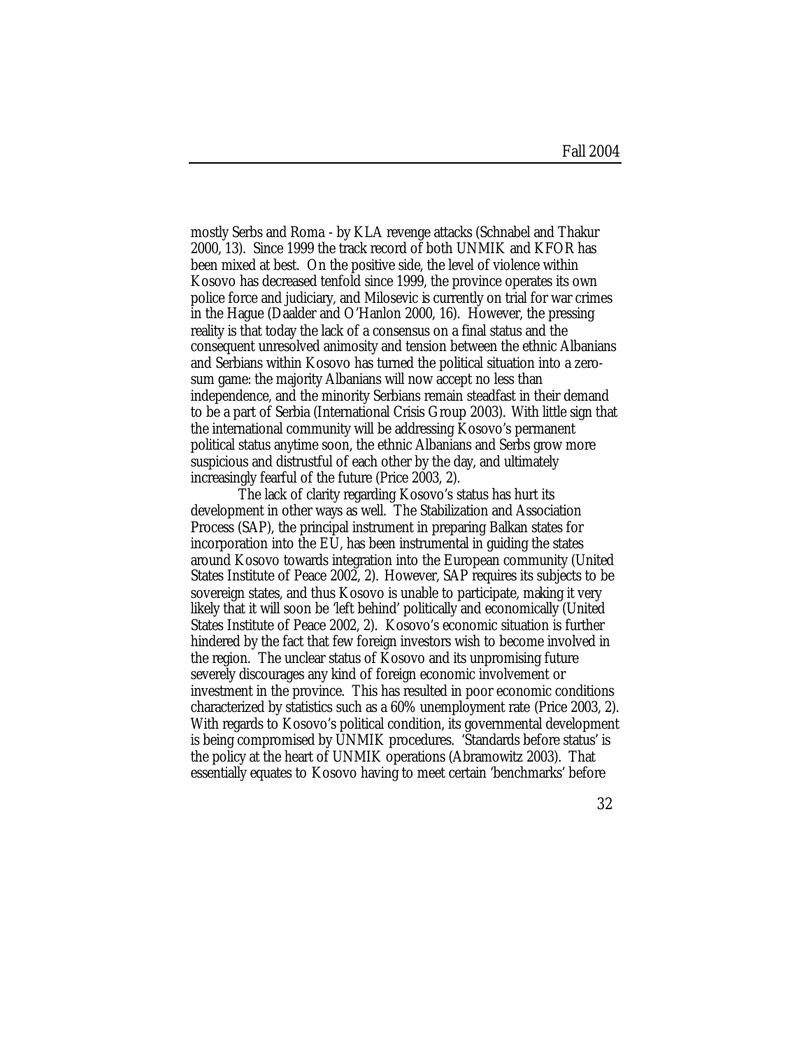mostly Serbs and Roma - by KLA revenge attacks (Schnabel and Thakur 2000, 13). Since 1999 the track record of both UNMIK and KFOR has been mixed at best. On the positive side, the level of violence within Kosovo has decreased tenfold since 1999, the province operates its own police force and judiciary, and Milosevic is currently on trial for war crimes in the Hague (Daalder and O'Hanlon 2000, 16). However, the pressing reality is that today the lack of a consensus on a final status and the consequent unresolved animosity and tension between the ethnic Albanians and Serbians within Kosovo has turned the political situation into a zero-sum game: the majority Albanians will now accept no less than independence, and the minority Serbians remain steadfast in their demand to be a part of Serbia (International Crisis Group 2003). With little sign that the international community will be addressing Kosovo's permanent political status anytime soon, the ethnic Albanians and Serbs grow more suspicious and distrustful of each other by the day, and ultimately increasingly fearful of the future (Price 2003, 2).

The lack of clarity regarding Kosovo's status has hurt its development in other ways as well. The Stabilization and Association Process (SAP), the principal instrument in preparing Balkan states for incorporation into the EU, has been instrumental in guiding the states around Kosovo towards integration into the European community (United States Institute of Peace 2002, 2). However, SAP requires its subjects to be sovereign states, and thus Kosovo is unable to participate, making it very likely that it will soon be 'left behind' politically and economically (United States Institute of Peace 2002, 2). Kosovo's economic situation is further hindered by the fact that few foreign investors wish to become involved in the region. The unclear status of Kosovo and its unpromising future severely discourages any kind of foreign economic involvement or investment in the province. This has resulted in poor economic conditions characterized by statistics such as a 60% unemployment rate (Price 2003, 2). With regards to Kosovo's political condition, its governmental development is being compromised by UNMIK procedures. 'Standards before status' is the policy at the heart of UNMIK operations (Abramowitz 2003). That essentially equates to Kosovo having to meet certain 'benchmarks' before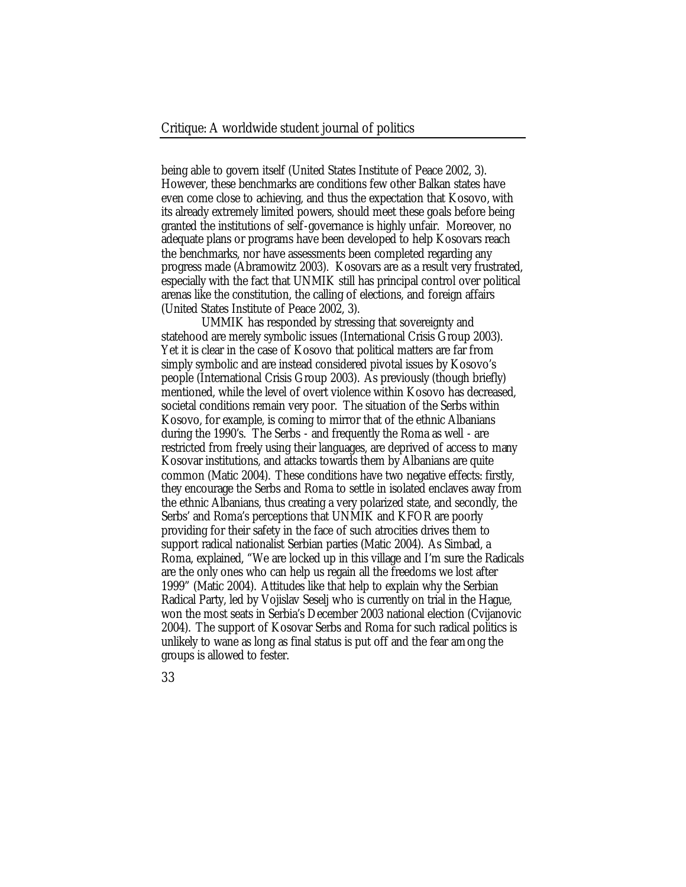being able to govern itself (United States Institute of Peace 2002, 3). However, these benchmarks are conditions few other Balkan states have even come close to achieving, and thus the expectation that Kosovo, with its already extremely limited powers, should meet these goals before being granted the institutions of self-governance is highly unfair. Moreover, no adequate plans or programs have been developed to help Kosovars reach the benchmarks, nor have assessments been completed regarding any progress made (Abramowitz 2003). Kosovars are as a result very frustrated, especially with the fact that UNMIK still has principal control over political arenas like the constitution, the calling of elections, and foreign affairs (United States Institute of Peace 2002, 3).

UMMIK has responded by stressing that sovereignty and statehood are merely symbolic issues (International Crisis Group 2003). Yet it is clear in the case of Kosovo that political matters are far from simply symbolic and are instead considered pivotal issues by Kosovo's people (International Crisis Group 2003). As previously (though briefly) mentioned, while the level of overt violence within Kosovo has decreased, societal conditions remain very poor. The situation of the Serbs within Kosovo, for example, is coming to mirror that of the ethnic Albanians during the 1990's. The Serbs - and frequently the Roma as well - are restricted from freely using their languages, are deprived of access to many Kosovar institutions, and attacks towards them by Albanians are quite common (Matic 2004). These conditions have two negative effects: firstly, they encourage the Serbs and Roma to settle in isolated enclaves away from the ethnic Albanians, thus creating a very polarized state, and secondly, the Serbs' and Roma's perceptions that UNMIK and KFOR are poorly providing for their safety in the face of such atrocities drives them to support radical nationalist Serbian parties (Matic 2004). As Simbad, a Roma, explained, "We are locked up in this village and I'm sure the Radicals are the only ones who can help us regain all the freedoms we lost after 1999" (Matic 2004). Attitudes like that help to explain why the Serbian Radical Party, led by Vojislav Seselj who is currently on trial in the Hague, won the most seats in Serbia's December 2003 national election (Cvijanovic 2004). The support of Kosovar Serbs and Roma for such radical politics is unlikely to wane as long as final status is put off and the fear among the groups is allowed to fester.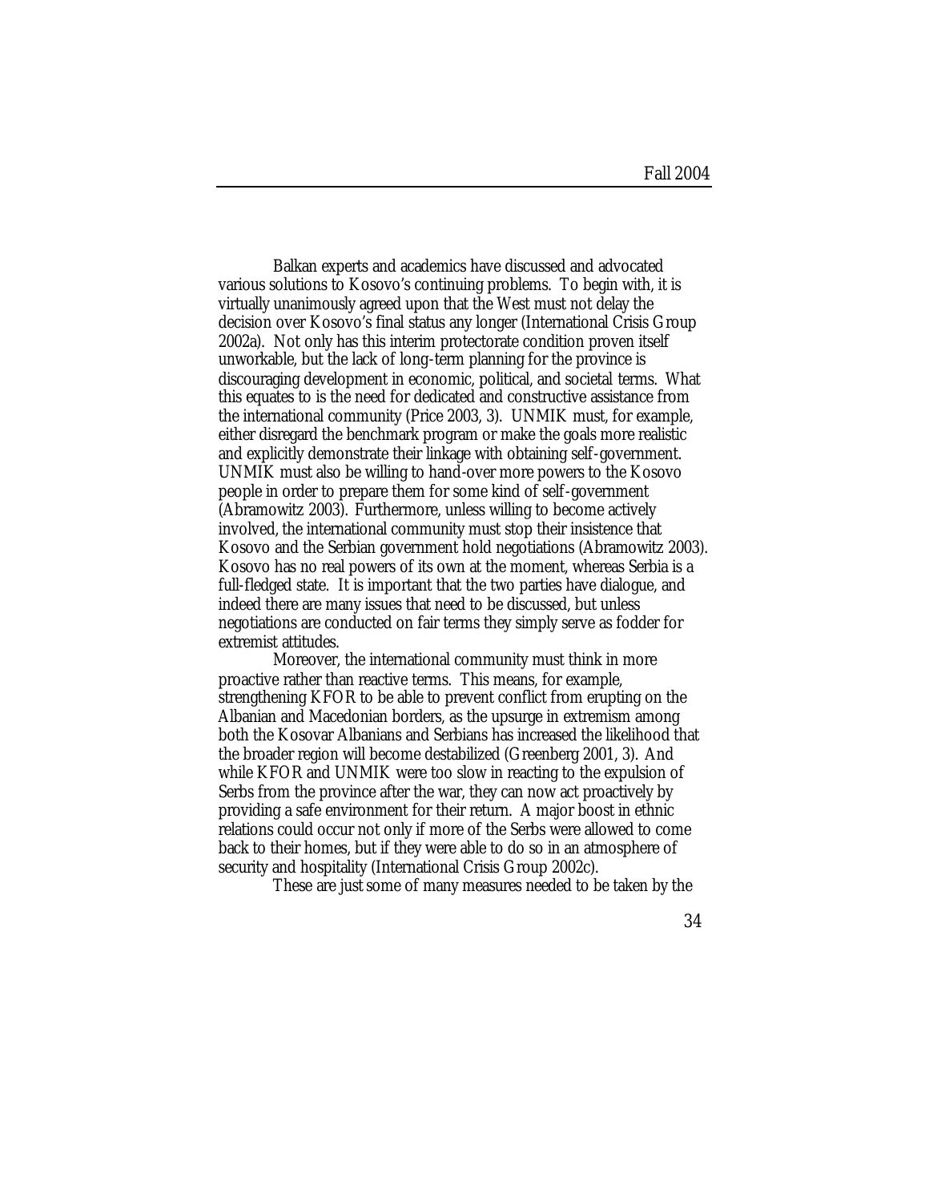Balkan experts and academics have discussed and advocated various solutions to Kosovo's continuing problems. To begin with, it is virtually unanimously agreed upon that the West must not delay the decision over Kosovo's final status any longer (International Crisis Group 2002a). Not only has this interim protectorate condition proven itself unworkable, but the lack of long-term planning for the province is discouraging development in economic, political, and societal terms. What this equates to is the need for dedicated and constructive assistance from the international community (Price 2003, 3). UNMIK must, for example, either disregard the benchmark program or make the goals more realistic and explicitly demonstrate their linkage with obtaining self-government. UNMIK must also be willing to hand-over more powers to the Kosovo people in order to prepare them for some kind of self-government (Abramowitz 2003). Furthermore, unless willing to become actively involved, the international community must stop their insistence that Kosovo and the Serbian government hold negotiations (Abramowitz 2003). Kosovo has no real powers of its own at the moment, whereas Serbia is a full-fledged state. It is important that the two parties have dialogue, and indeed there are many issues that need to be discussed, but unless negotiations are conducted on fair terms they simply serve as fodder for extremist attitudes.

Moreover, the international community must think in more proactive rather than reactive terms. This means, for example, strengthening KFOR to be able to prevent conflict from erupting on the Albanian and Macedonian borders, as the upsurge in extremism among both the Kosovar Albanians and Serbians has increased the likelihood that the broader region will become destabilized (Greenberg 2001, 3). And while KFOR and UNMIK were too slow in reacting to the expulsion of Serbs from the province after the war, they can now act proactively by providing a safe environment for their return. A major boost in ethnic relations could occur not only if more of the Serbs were allowed to come back to their homes, but if they were able to do so in an atmosphere of security and hospitality (International Crisis Group 2002c).

These are just some of many measures needed to be taken by the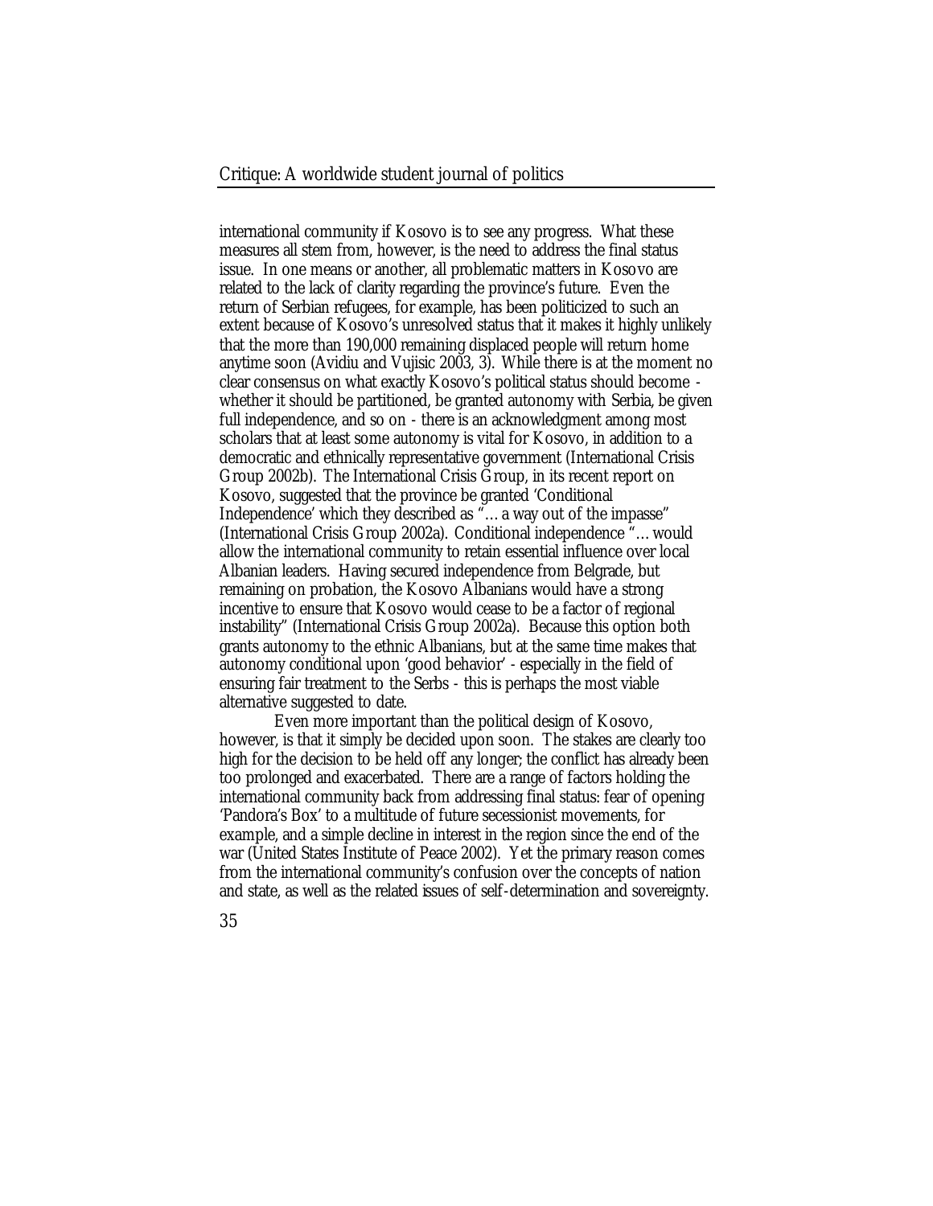international community if Kosovo is to see any progress. What these measures all stem from, however, is the need to address the final status issue. In one means or another, all problematic matters in Kosovo are related to the lack of clarity regarding the province's future. Even the return of Serbian refugees, for example, has been politicized to such an extent because of Kosovo's unresolved status that it makes it highly unlikely that the more than 190,000 remaining displaced people will return home anytime soon (Avidiu and Vujisic 2003, 3). While there is at the moment no clear consensus on what exactly Kosovo's political status should become - whether it should be partitioned, be granted autonomy with Serbia, be given full independence, and so on - there is an acknowledgment among most scholars that at least some autonomy is vital for Kosovo, in addition to a democratic and ethnically representative government (International Crisis Group 2002b). The International Crisis Group, in its recent report on Kosovo, suggested that the province be granted 'Conditional Independence' which they described as "… a way out of the impasse" (International Crisis Group 2002a). Conditional independence "… would allow the international community to retain essential influence over local Albanian leaders. Having secured independence from Belgrade, but remaining on probation, the Kosovo Albanians would have a strong incentive to ensure that Kosovo would cease to be a factor of regional instability" (International Crisis Group 2002a). Because this option both grants autonomy to the ethnic Albanians, but at the same time makes that autonomy conditional upon 'good behavior' - especially in the field of ensuring fair treatment to the Serbs - this is perhaps the most viable alternative suggested to date.

Even more important than the political design of Kosovo, however, is that it simply be decided upon soon. The stakes are clearly too high for the decision to be held off any longer; the conflict has already been too prolonged and exacerbated. There are a range of factors holding the international community back from addressing final status: fear of opening 'Pandora's Box' to a multitude of future secessionist movements, for example, and a simple decline in interest in the region since the end of the war (United States Institute of Peace 2002). Yet the primary reason comes from the international community's confusion over the concepts of nation and state, as well as the related issues of self-determination and sovereignty.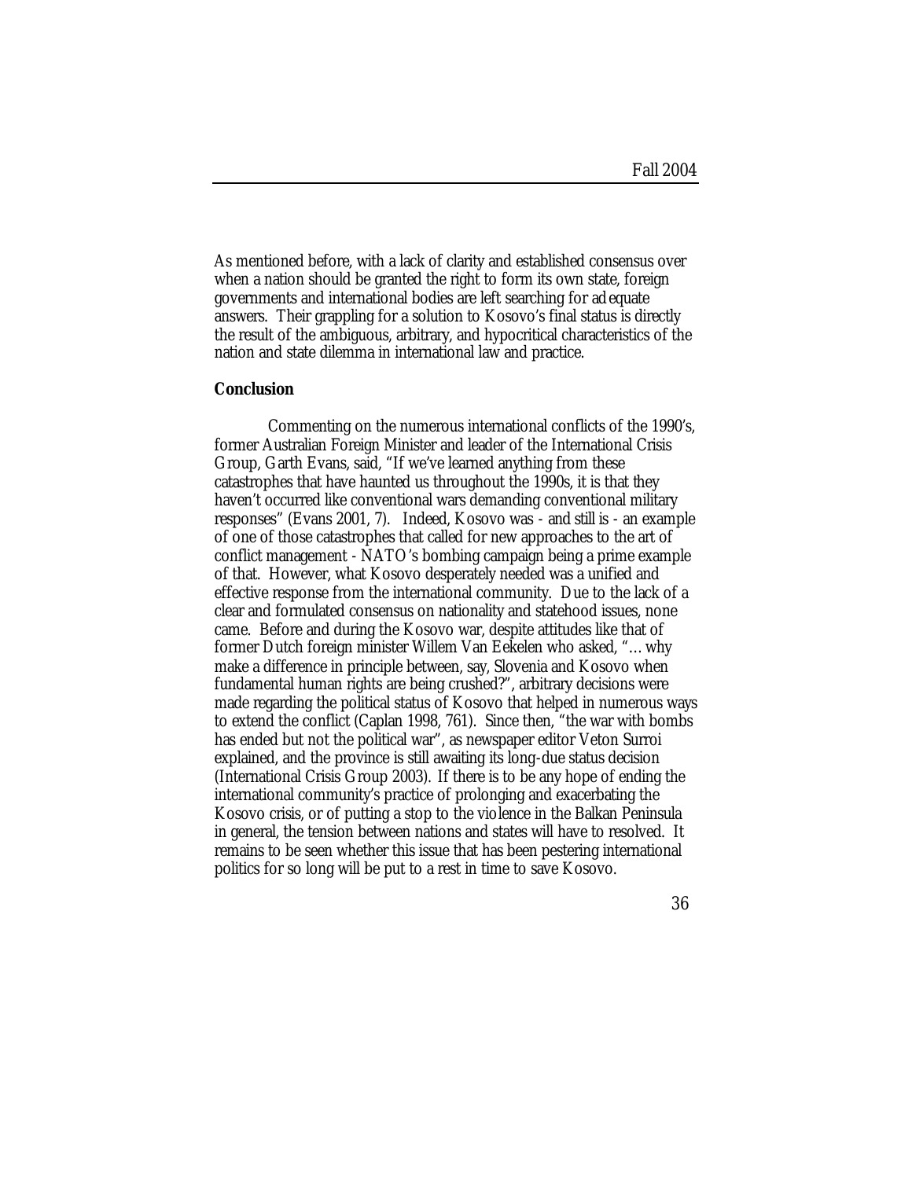As mentioned before, with a lack of clarity and established consensus over when a nation should be granted the right to form its own state, foreign governments and international bodies are left searching for adequate answers. Their grappling for a solution to Kosovo's final status is directly the result of the ambiguous, arbitrary, and hypocritical characteristics of the nation and state dilemma in international law and practice.

**Conclusion**

Commenting on the numerous international conflicts of the 1990's, former Australian Foreign Minister and leader of the International Crisis Group, Garth Evans, said, "If we've learned anything from these catastrophes that have haunted us throughout the 1990s, it is that they haven't occurred like conventional wars demanding conventional military responses" (Evans 2001, 7). Indeed, Kosovo was - and still is - an example of one of those catastrophes that called for new approaches to the art of conflict management - NATO's bombing campaign being a prime example of that. However, what Kosovo desperately needed was a unified and effective response from the international community. Due to the lack of a clear and formulated consensus on nationality and statehood issues, none came. Before and during the Kosovo war, despite attitudes like that of former Dutch foreign minister Willem Van Eekelen who asked, "... why make a difference in principle between, say, Slovenia and Kosovo when fundamental human rights are being crushed?", arbitrary decisions were made regarding the political status of Kosovo that helped in numerous ways to extend the conflict (Caplan 1998, 761). Since then, "the war with bombs has ended but not the political war", as newspaper editor Veton Surroi explained, and the province is still awaiting its long-due status decision (International Crisis Group 2003). If there is to be any hope of ending the international community's practice of prolonging and exacerbating the Kosovo crisis, or of putting a stop to the violence in the Balkan Peninsula in general, the tension between nations and states will have to resolved. It remains to be seen whether this issue that has been pestering international politics for so long will be put to a rest in time to save Kosovo.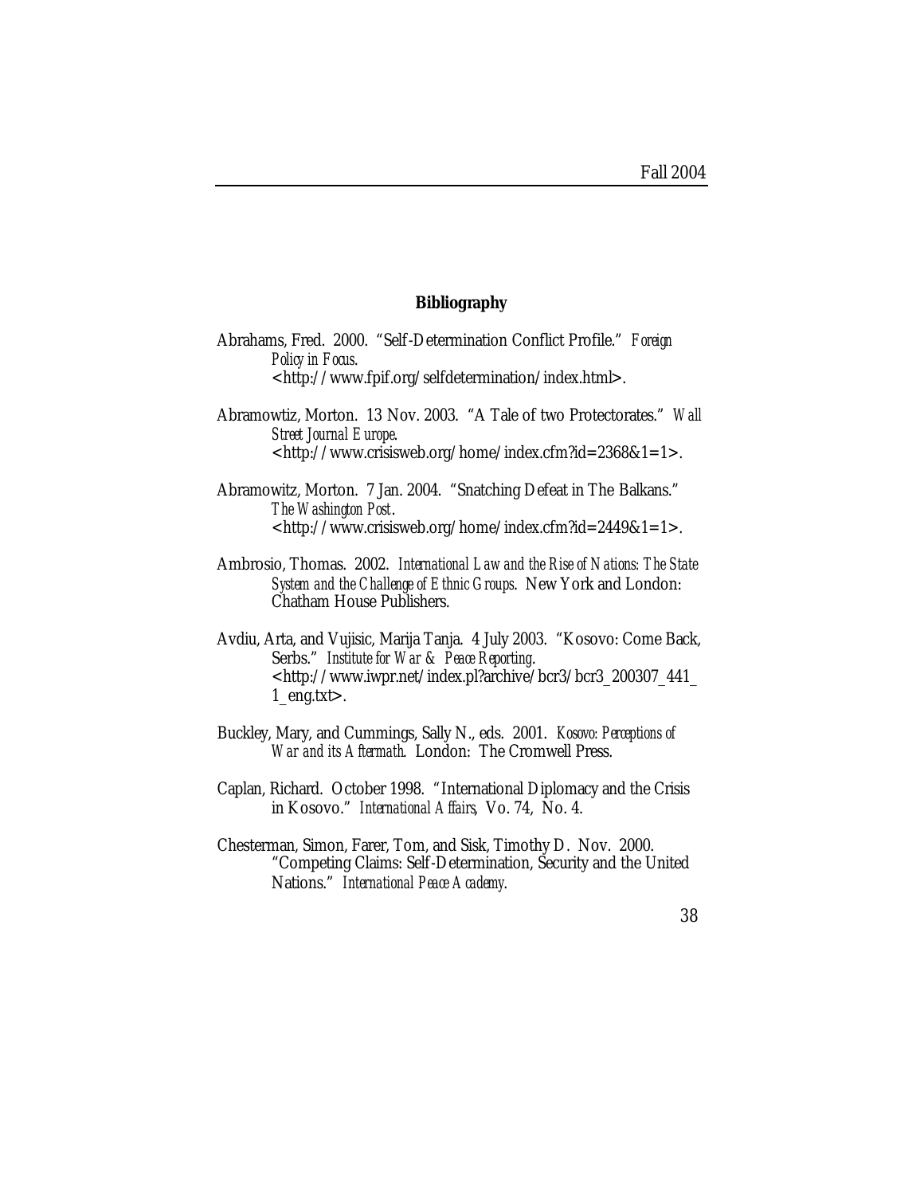## Bibliography

Abrahams, Fred. 2000. "Self-Determination Conflict Profile." *Foreign Policy in Focus.* <http://www.fpif.org/selfdetermination/index.html>.

Abramowtiz, Morton. 13 Nov. 2003. "A Tale of two Protectorates." *Wall Street Journal Europe.* <http://www.crisisweb.org/home/index.cfm?id=2368&1=1>.

Abramowitz, Morton. 7 Jan. 2004. "Snatching Defeat in The Balkans." *The Washington Post.* <http://www.crisisweb.org/home/index.cfm?id=2449&1=1>.

Ambrosio, Thomas. 2002. *International Law and the Rise of Nations: The State System and the Challenge of Ethnic Groups.* New York and London: Chatham House Publishers.

Avdiu, Arta, and Vujisic, Marija Tanja. 4 July 2003. "Kosovo: Come Back, Serbs." *Institute for War & Peace Reporting.* <http://www.iwpr.net/index.pl?archive/bcr3/bcr3_200307_441_1_eng.txt>.

Buckley, Mary, and Cummings, Sally N., eds. 2001. *Kosovo: Perceptions of War and its Aftermath.* London: The Cromwell Press.

Caplan, Richard. October 1998. "International Diplomacy and the Crisis in Kosovo." *International Affairs,* Vo. 74, No. 4.

Chesterman, Simon, Farer, Tom, and Sisk, Timothy D. Nov. 2000. "Competing Claims: Self-Determination, Security and the United Nations." *International Peace Academy.*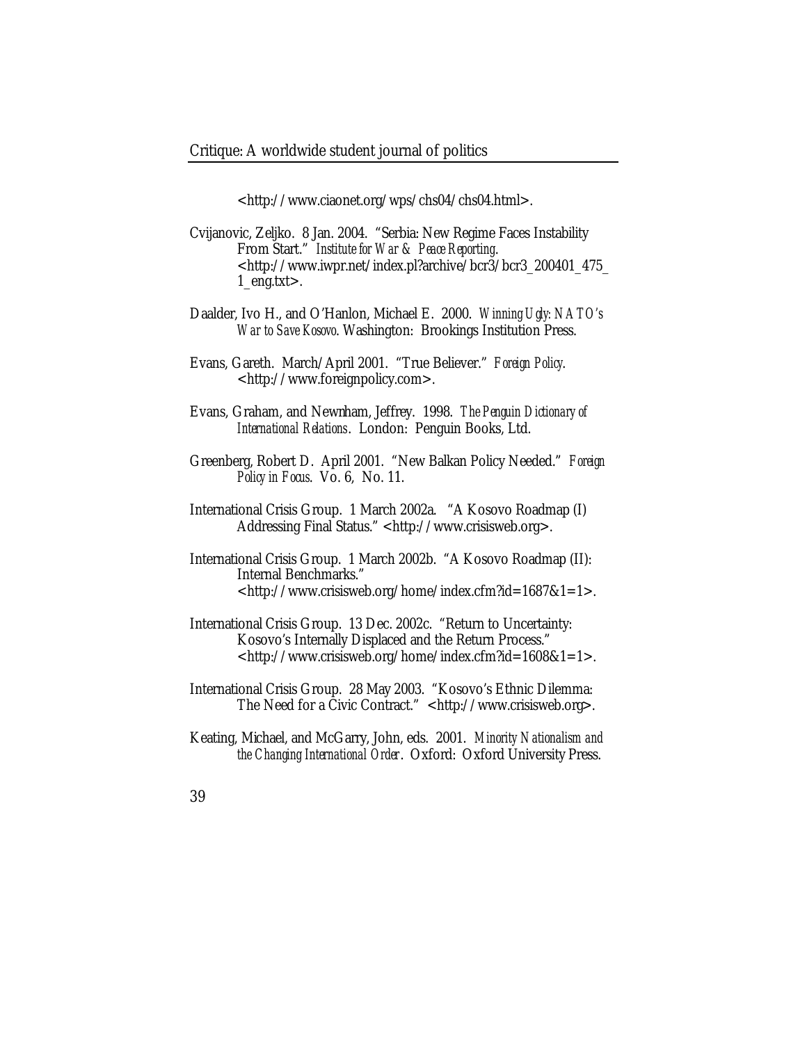<http://www.ciaonet.org/wps/chs04/chs04.html>.

Cvijanovic, Zeljko. 8 Jan. 2004. "Serbia: New Regime Faces Instability From Start." *Institute for War & Peace Reporting*. <http://www.iwpr.net/index.pl?archive/bcr3/bcr3_200401_475_1_eng.txt>.

Daalder, Ivo H., and O'Hanlon, Michael E. 2000. *Winning Ugly: NATO's War to Save Kosovo*. Washington: Brookings Institution Press.

Evans, Gareth. March/April 2001. "True Believer." *Foreign Policy*. <http://www.foreignpolicy.com>.

Evans, Graham, and Newnham, Jeffrey. 1998. *The Penguin Dictionary of International Relations*. London: Penguin Books, Ltd.

Greenberg, Robert D. April 2001. "New Balkan Policy Needed." *Foreign Policy in Focus*. Vo. 6, No. 11.

International Crisis Group. 1 March 2002a. "A Kosovo Roadmap (I) Addressing Final Status." <http://www.crisisweb.org>.

International Crisis Group. 1 March 2002b. "A Kosovo Roadmap (II): Internal Benchmarks." <http://www.crisisweb.org/home/index.cfm?id=1687&1=1>.

International Crisis Group. 13 Dec. 2002c. "Return to Uncertainty: Kosovo's Internally Displaced and the Return Process." <http://www.crisisweb.org/home/index.cfm?id=1608&1=1>.

International Crisis Group. 28 May 2003. "Kosovo's Ethnic Dilemma: The Need for a Civic Contract." <http://www.crisisweb.org>.

Keating, Michael, and McGarry, John, eds. 2001. *Minority Nationalism and the Changing International Order*. Oxford: Oxford University Press.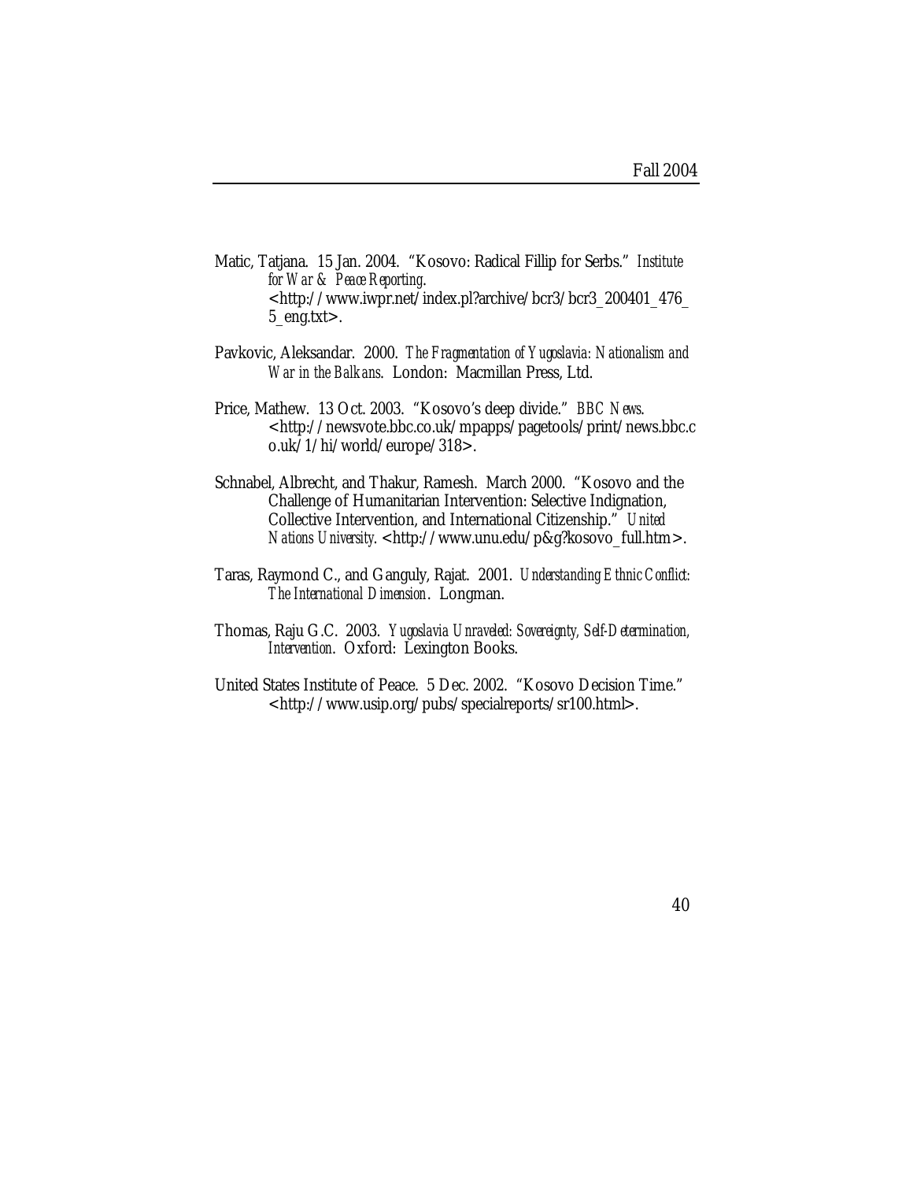Matic, Tatjana. 15 Jan. 2004. "Kosovo: Radical Fillip for Serbs." *Institute for War & Peace Reporting*. <http://www.iwpr.net/index.pl?archive/bcr3/bcr3_200401_476_5_eng.txt>.

Pavkovic, Aleksandar. 2000. *The Fragmentation of Yugoslavia: Nationalism and War in the Balkans*. London: Macmillan Press, Ltd.

Price, Mathew. 13 Oct. 2003. "Kosovo's deep divide." *BBC News*. <http://newsvote.bbc.co.uk/mpapps/pagetools/print/news.bbc.co.uk/1/hi/world/europe/318>.

Schnabel, Albrecht, and Thakur, Ramesh. March 2000. "Kosovo and the Challenge of Humanitarian Intervention: Selective Indignation, Collective Intervention, and International Citizenship." *United Nations University*. <http://www.unu.edu/p&g?kosovo_full.htm>.

Taras, Raymond C., and Ganguly, Rajat. 2001. *Understanding Ethnic Conflict: The International Dimension*. Longman.

Thomas, Raju G.C. 2003. *Yugoslavia Unraveled: Sovereignty, Self-Determination, Intervention*. Oxford: Lexington Books.

United States Institute of Peace. 5 Dec. 2002. "Kosovo Decision Time." <http://www.usip.org/pubs/specialreports/sr100.html>.